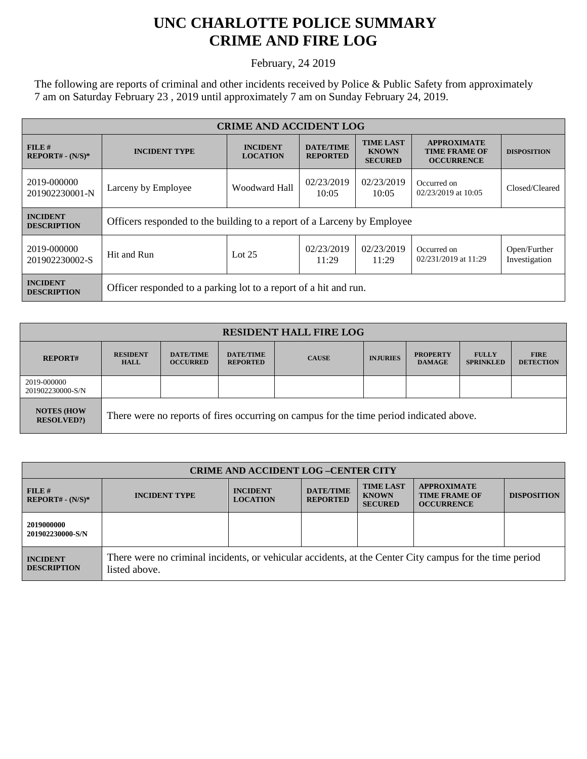# UNC CHARLOTTE POLICE SUMMARY
# CRIME AND FIRE LOG

February, 24 2019

The following are reports of criminal and other incidents received by Police & Public Safety from approximately 7 am on Saturday February 23 , 2019 until approximately 7 am on Sunday February 24, 2019.

| CRIME AND ACCIDENT LOG | | | | | | |
|---|---|---|---|---|---|---|
| **FILE # REPORT# - (N/S)*** | **INCIDENT TYPE** | **INCIDENT LOCATION** | **DATE/TIME REPORTED** | **TIME LAST KNOWN SECURED** | **APPROXIMATE TIME FRAME OF OCCURRENCE** | **DISPOSITION** |
| 2019-000000 201902230001-N | Larceny by Employee | Woodward Hall | 02/23/2019 10:05 | 02/23/2019 10:05 | Occurred on 02/23/2019 at 10:05 | Closed/Cleared |
| **INCIDENT DESCRIPTION** | Officers responded to the building to a report of a Larceny by Employee | | | | | |
| 2019-000000 201902230002-S | Hit and Run | Lot 25 | 02/23/2019 11:29 | 02/23/2019 11:29 | Occurred on 02/231/2019 at 11:29 | Open/Further Investigation |
| **INCIDENT DESCRIPTION** | Officer responded to a parking lot to a report of a hit and run. | | | | | |

| RESIDENT HALL FIRE LOG | | | | | | | | |
|---|---|---|---|---|---|---|---|---|
| **REPORT#** | **RESIDENT HALL** | **DATE/TIME OCCURRED** | **DATE/TIME REPORTED** | **CAUSE** | **INJURIES** | **PROPERTY DAMAGE** | **FULLY SPRINKLED** | **FIRE DETECTION** |
| 2019-000000 201902230000-S/N | | | | | | | | |
| **NOTES (HOW RESOLVED?)** | There were no reports of fires occurring on campus for the time period indicated above. | | | | | | | |

| CRIME AND ACCIDENT LOG –CENTER CITY | | | | | | |
|---|---|---|---|---|---|---|
| **FILE # REPORT# - (N/S)*** | **INCIDENT TYPE** | **INCIDENT LOCATION** | **DATE/TIME REPORTED** | **TIME LAST KNOWN SECURED** | **APPROXIMATE TIME FRAME OF OCCURRENCE** | **DISPOSITION** |
| **2019000000 201902230000-S/N** | | | | | | |
| **INCIDENT DESCRIPTION** | There were no criminal incidents, or vehicular accidents, at the Center City campus for the time period listed above. | | | | | |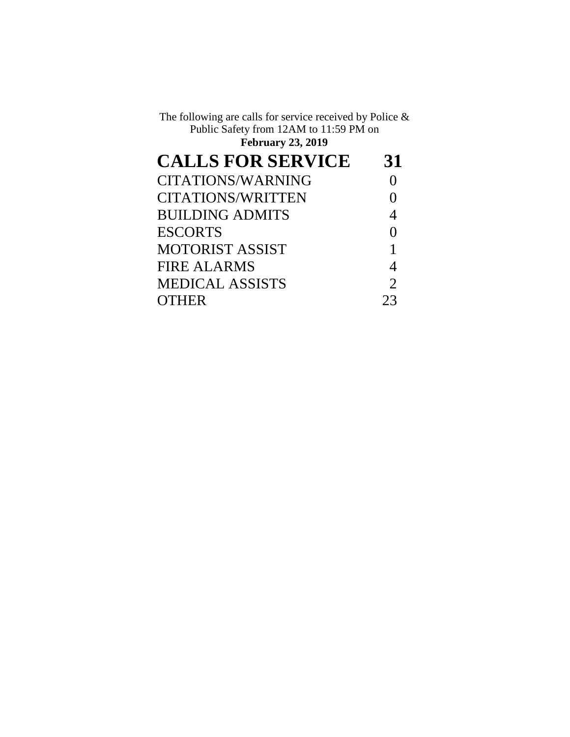The following are calls for service received by Police & Public Safety from 12AM to 11:59 PM on

**February 23, 2019**

| | |
|---|---|
| **CALLS FOR SERVICE** | **31** |
| CITATIONS/WARNING | 0 |
| CITATIONS/WRITTEN | 0 |
| BUILDING ADMITS | 4 |
| ESCORTS | 0 |
| MOTORIST ASSIST | 1 |
| FIRE ALARMS | 4 |
| MEDICAL ASSISTS | 2 |
| OTHER | 23 |